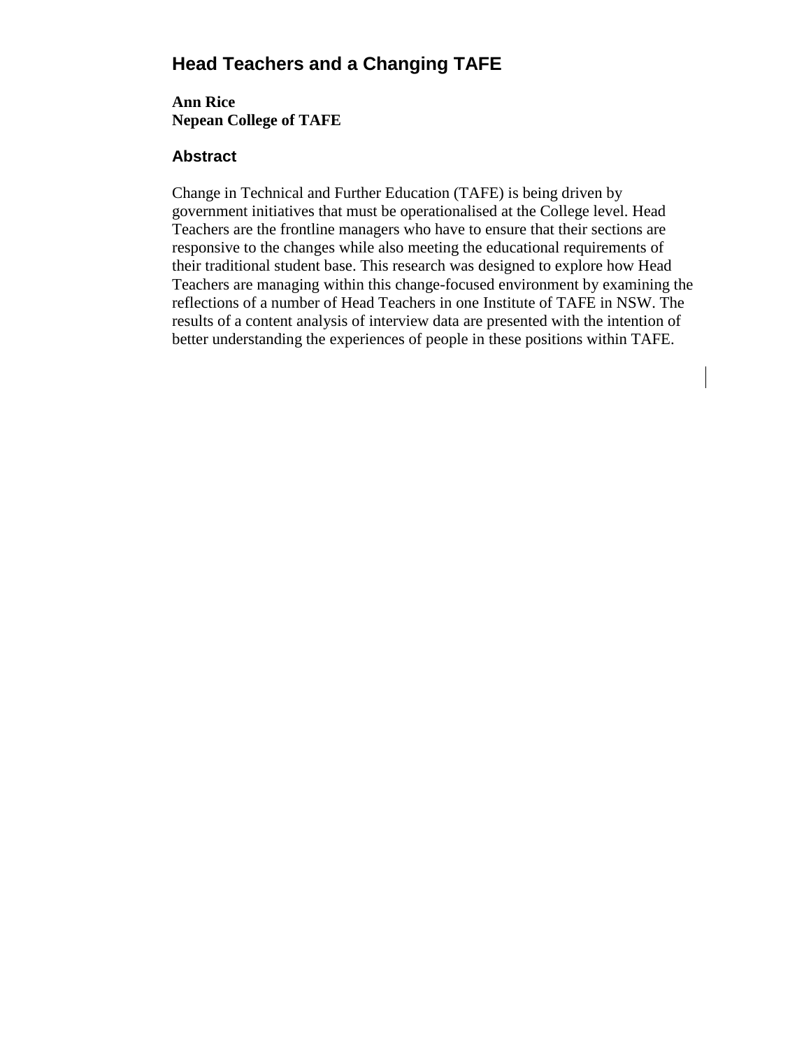# Head Teachers and a Changing TAFE

**Ann Rice**
**Nepean College of TAFE**

## Abstract

Change in Technical and Further Education (TAFE) is being driven by government initiatives that must be operationalised at the College level. Head Teachers are the frontline managers who have to ensure that their sections are responsive to the changes while also meeting the educational requirements of their traditional student base. This research was designed to explore how Head Teachers are managing within this change-focused environment by examining the reflections of a number of Head Teachers in one Institute of TAFE in NSW. The results of a content analysis of interview data are presented with the intention of better understanding the experiences of people in these positions within TAFE.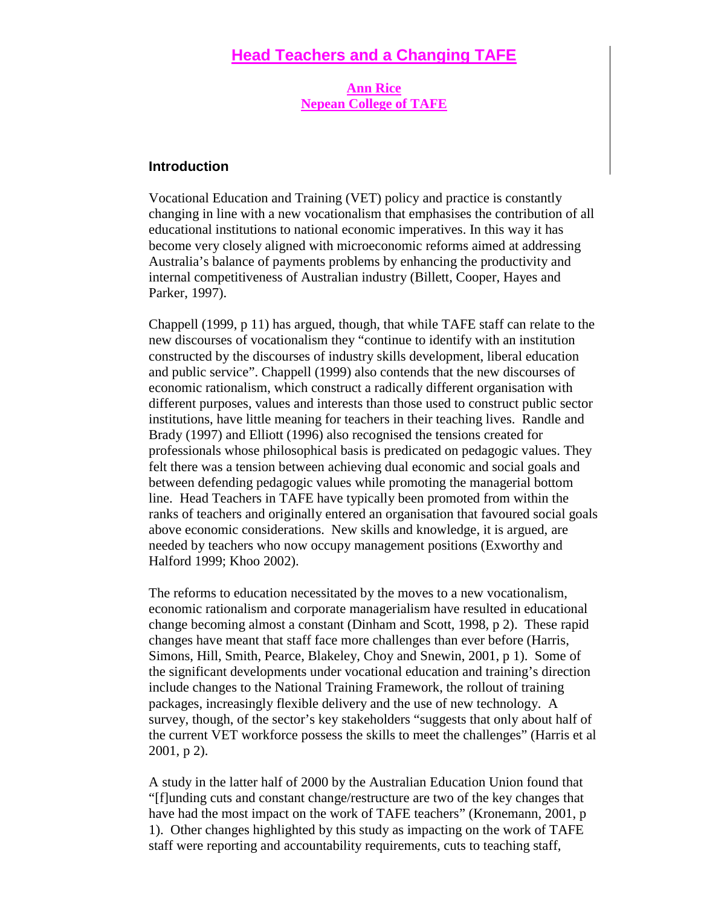# Head Teachers and a Changing TAFE

**Ann Rice**
**Nepean College of TAFE**

## Introduction

Vocational Education and Training (VET) policy and practice is constantly changing in line with a new vocationalism that emphasises the contribution of all educational institutions to national economic imperatives. In this way it has become very closely aligned with microeconomic reforms aimed at addressing Australia's balance of payments problems by enhancing the productivity and internal competitiveness of Australian industry (Billett, Cooper, Hayes and Parker, 1997).

Chappell (1999, p 11) has argued, though, that while TAFE staff can relate to the new discourses of vocationalism they "continue to identify with an institution constructed by the discourses of industry skills development, liberal education and public service". Chappell (1999) also contends that the new discourses of economic rationalism, which construct a radically different organisation with different purposes, values and interests than those used to construct public sector institutions, have little meaning for teachers in their teaching lives. Randle and Brady (1997) and Elliott (1996) also recognised the tensions created for professionals whose philosophical basis is predicated on pedagogic values. They felt there was a tension between achieving dual economic and social goals and between defending pedagogic values while promoting the managerial bottom line. Head Teachers in TAFE have typically been promoted from within the ranks of teachers and originally entered an organisation that favoured social goals above economic considerations. New skills and knowledge, it is argued, are needed by teachers who now occupy management positions (Exworthy and Halford 1999; Khoo 2002).

The reforms to education necessitated by the moves to a new vocationalism, economic rationalism and corporate managerialism have resulted in educational change becoming almost a constant (Dinham and Scott, 1998, p 2). These rapid changes have meant that staff face more challenges than ever before (Harris, Simons, Hill, Smith, Pearce, Blakeley, Choy and Snewin, 2001, p 1). Some of the significant developments under vocational education and training's direction include changes to the National Training Framework, the rollout of training packages, increasingly flexible delivery and the use of new technology. A survey, though, of the sector's key stakeholders "suggests that only about half of the current VET workforce possess the skills to meet the challenges" (Harris et al 2001, p 2).

A study in the latter half of 2000 by the Australian Education Union found that "[f]unding cuts and constant change/restructure are two of the key changes that have had the most impact on the work of TAFE teachers" (Kronemann, 2001, p 1). Other changes highlighted by this study as impacting on the work of TAFE staff were reporting and accountability requirements, cuts to teaching staff,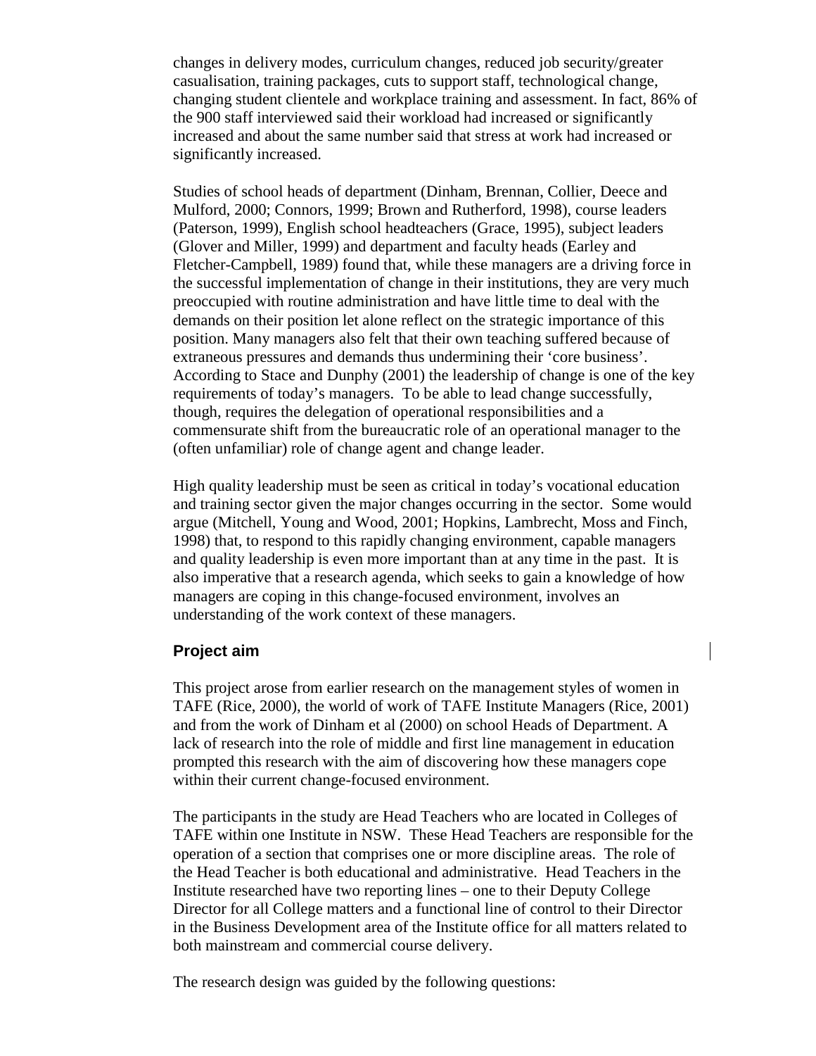changes in delivery modes, curriculum changes, reduced job security/greater casualisation, training packages, cuts to support staff, technological change, changing student clientele and workplace training and assessment. In fact, 86% of the 900 staff interviewed said their workload had increased or significantly increased and about the same number said that stress at work had increased or significantly increased.

Studies of school heads of department (Dinham, Brennan, Collier, Deece and Mulford, 2000; Connors, 1999; Brown and Rutherford, 1998), course leaders (Paterson, 1999), English school headteachers (Grace, 1995), subject leaders (Glover and Miller, 1999) and department and faculty heads (Earley and Fletcher-Campbell, 1989) found that, while these managers are a driving force in the successful implementation of change in their institutions, they are very much preoccupied with routine administration and have little time to deal with the demands on their position let alone reflect on the strategic importance of this position. Many managers also felt that their own teaching suffered because of extraneous pressures and demands thus undermining their 'core business'. According to Stace and Dunphy (2001) the leadership of change is one of the key requirements of today's managers. To be able to lead change successfully, though, requires the delegation of operational responsibilities and a commensurate shift from the bureaucratic role of an operational manager to the (often unfamiliar) role of change agent and change leader.

High quality leadership must be seen as critical in today's vocational education and training sector given the major changes occurring in the sector. Some would argue (Mitchell, Young and Wood, 2001; Hopkins, Lambrecht, Moss and Finch, 1998) that, to respond to this rapidly changing environment, capable managers and quality leadership is even more important than at any time in the past. It is also imperative that a research agenda, which seeks to gain a knowledge of how managers are coping in this change-focused environment, involves an understanding of the work context of these managers.

## Project aim

This project arose from earlier research on the management styles of women in TAFE (Rice, 2000), the world of work of TAFE Institute Managers (Rice, 2001) and from the work of Dinham et al (2000) on school Heads of Department. A lack of research into the role of middle and first line management in education prompted this research with the aim of discovering how these managers cope within their current change-focused environment.

The participants in the study are Head Teachers who are located in Colleges of TAFE within one Institute in NSW. These Head Teachers are responsible for the operation of a section that comprises one or more discipline areas. The role of the Head Teacher is both educational and administrative. Head Teachers in the Institute researched have two reporting lines – one to their Deputy College Director for all College matters and a functional line of control to their Director in the Business Development area of the Institute office for all matters related to both mainstream and commercial course delivery.

The research design was guided by the following questions: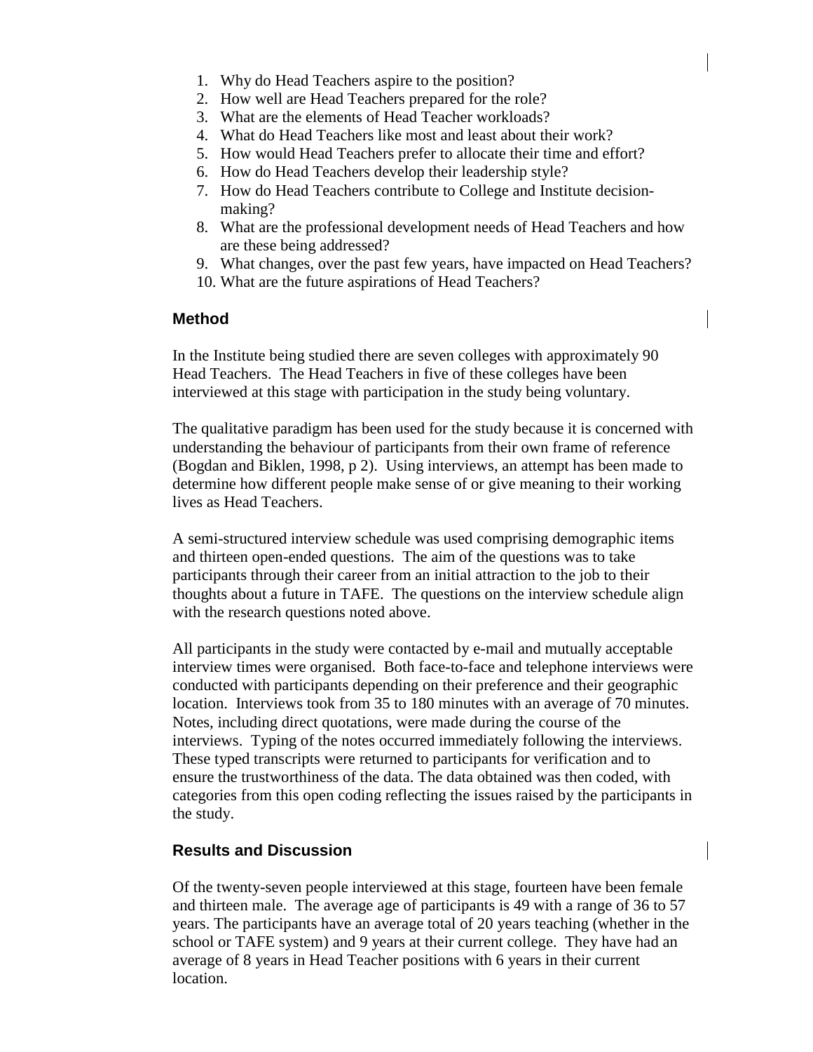1. Why do Head Teachers aspire to the position?
2. How well are Head Teachers prepared for the role?
3. What are the elements of Head Teacher workloads?
4. What do Head Teachers like most and least about their work?
5. How would Head Teachers prefer to allocate their time and effort?
6. How do Head Teachers develop their leadership style?
7. How do Head Teachers contribute to College and Institute decision-making?
8. What are the professional development needs of Head Teachers and how are these being addressed?
9. What changes, over the past few years, have impacted on Head Teachers?
10. What are the future aspirations of Head Teachers?

## Method

In the Institute being studied there are seven colleges with approximately 90 Head Teachers. The Head Teachers in five of these colleges have been interviewed at this stage with participation in the study being voluntary.

The qualitative paradigm has been used for the study because it is concerned with understanding the behaviour of participants from their own frame of reference (Bogdan and Biklen, 1998, p 2). Using interviews, an attempt has been made to determine how different people make sense of or give meaning to their working lives as Head Teachers.

A semi-structured interview schedule was used comprising demographic items and thirteen open-ended questions. The aim of the questions was to take participants through their career from an initial attraction to the job to their thoughts about a future in TAFE. The questions on the interview schedule align with the research questions noted above.

All participants in the study were contacted by e-mail and mutually acceptable interview times were organised. Both face-to-face and telephone interviews were conducted with participants depending on their preference and their geographic location. Interviews took from 35 to 180 minutes with an average of 70 minutes. Notes, including direct quotations, were made during the course of the interviews. Typing of the notes occurred immediately following the interviews. These typed transcripts were returned to participants for verification and to ensure the trustworthiness of the data. The data obtained was then coded, with categories from this open coding reflecting the issues raised by the participants in the study.

## Results and Discussion

Of the twenty-seven people interviewed at this stage, fourteen have been female and thirteen male. The average age of participants is 49 with a range of 36 to 57 years. The participants have an average total of 20 years teaching (whether in the school or TAFE system) and 9 years at their current college. They have had an average of 8 years in Head Teacher positions with 6 years in their current location.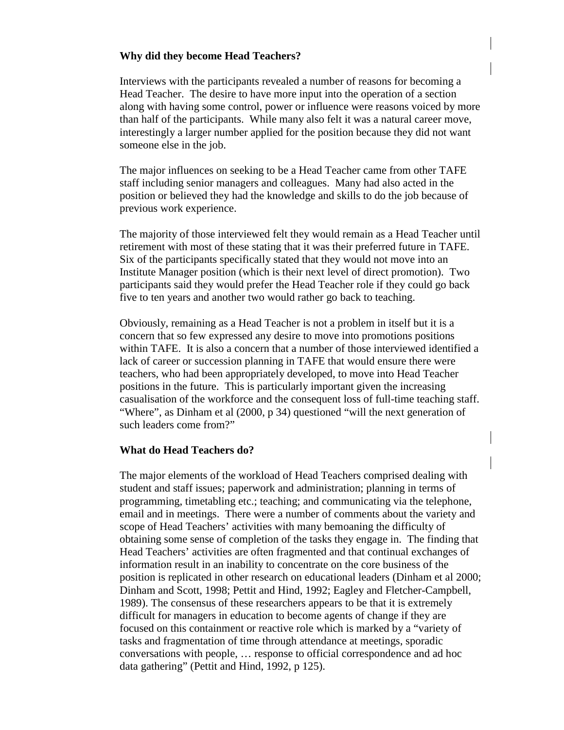## Why did they become Head Teachers?

Interviews with the participants revealed a number of reasons for becoming a Head Teacher. The desire to have more input into the operation of a section along with having some control, power or influence were reasons voiced by more than half of the participants. While many also felt it was a natural career move, interestingly a larger number applied for the position because they did not want someone else in the job.

The major influences on seeking to be a Head Teacher came from other TAFE staff including senior managers and colleagues. Many had also acted in the position or believed they had the knowledge and skills to do the job because of previous work experience.

The majority of those interviewed felt they would remain as a Head Teacher until retirement with most of these stating that it was their preferred future in TAFE. Six of the participants specifically stated that they would not move into an Institute Manager position (which is their next level of direct promotion). Two participants said they would prefer the Head Teacher role if they could go back five to ten years and another two would rather go back to teaching.

Obviously, remaining as a Head Teacher is not a problem in itself but it is a concern that so few expressed any desire to move into promotions positions within TAFE. It is also a concern that a number of those interviewed identified a lack of career or succession planning in TAFE that would ensure there were teachers, who had been appropriately developed, to move into Head Teacher positions in the future. This is particularly important given the increasing casualisation of the workforce and the consequent loss of full-time teaching staff. "Where", as Dinham et al (2000, p 34) questioned "will the next generation of such leaders come from?"

## What do Head Teachers do?

The major elements of the workload of Head Teachers comprised dealing with student and staff issues; paperwork and administration; planning in terms of programming, timetabling etc.; teaching; and communicating via the telephone, email and in meetings. There were a number of comments about the variety and scope of Head Teachers' activities with many bemoaning the difficulty of obtaining some sense of completion of the tasks they engage in. The finding that Head Teachers' activities are often fragmented and that continual exchanges of information result in an inability to concentrate on the core business of the position is replicated in other research on educational leaders (Dinham et al 2000; Dinham and Scott, 1998; Pettit and Hind, 1992; Eagley and Fletcher-Campbell, 1989). The consensus of these researchers appears to be that it is extremely difficult for managers in education to become agents of change if they are focused on this containment or reactive role which is marked by a "variety of tasks and fragmentation of time through attendance at meetings, sporadic conversations with people, … response to official correspondence and ad hoc data gathering" (Pettit and Hind, 1992, p 125).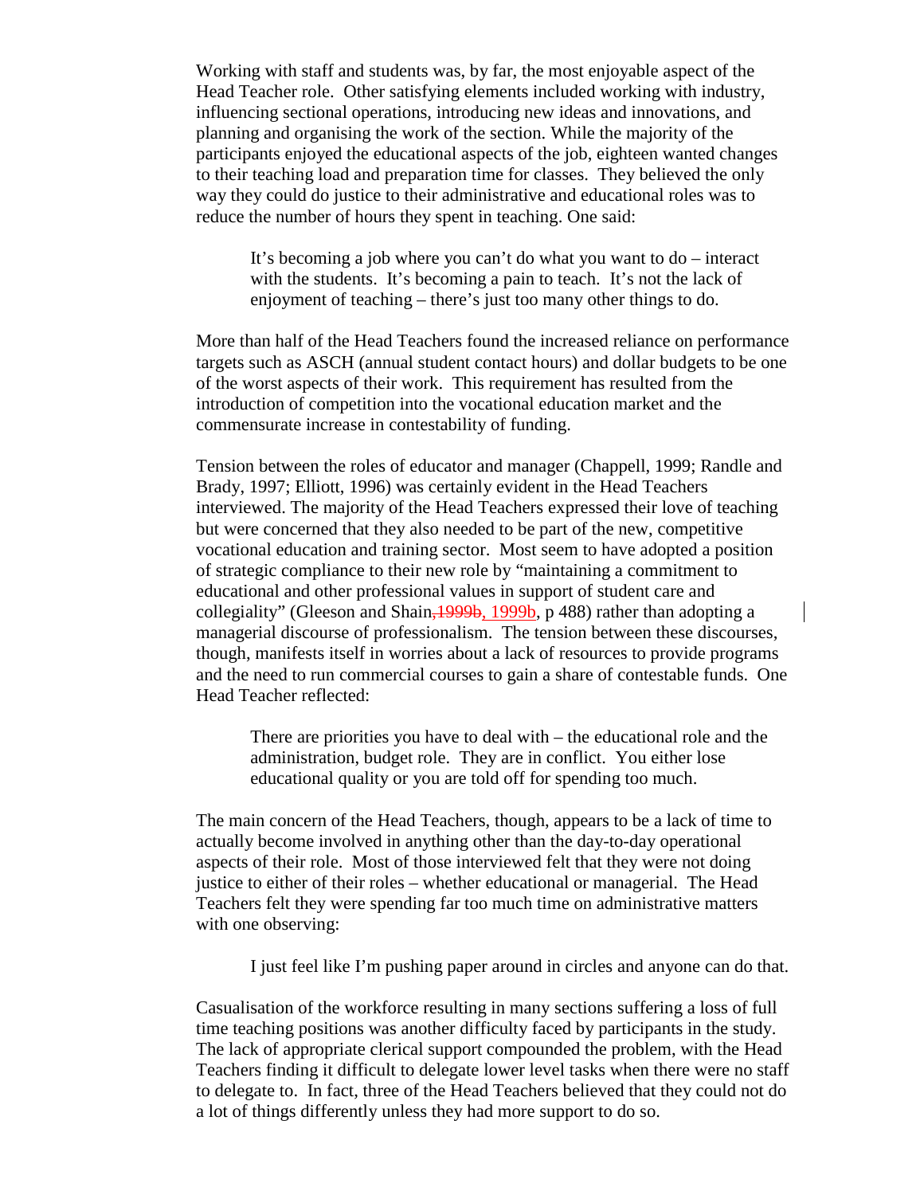Working with staff and students was, by far, the most enjoyable aspect of the Head Teacher role. Other satisfying elements included working with industry, influencing sectional operations, introducing new ideas and innovations, and planning and organising the work of the section. While the majority of the participants enjoyed the educational aspects of the job, eighteen wanted changes to their teaching load and preparation time for classes. They believed the only way they could do justice to their administrative and educational roles was to reduce the number of hours they spent in teaching. One said:

> It's becoming a job where you can't do what you want to do – interact with the students. It's becoming a pain to teach. It's not the lack of enjoyment of teaching – there's just too many other things to do.

More than half of the Head Teachers found the increased reliance on performance targets such as ASCH (annual student contact hours) and dollar budgets to be one of the worst aspects of their work. This requirement has resulted from the introduction of competition into the vocational education market and the commensurate increase in contestability of funding.

Tension between the roles of educator and manager (Chappell, 1999; Randle and Brady, 1997; Elliott, 1996) was certainly evident in the Head Teachers interviewed. The majority of the Head Teachers expressed their love of teaching but were concerned that they also needed to be part of the new, competitive vocational education and training sector. Most seem to have adopted a position of strategic compliance to their new role by "maintaining a commitment to educational and other professional values in support of student care and collegiality" (Gleeson and Shain, 1999b, p 488) rather than adopting a managerial discourse of professionalism. The tension between these discourses, though, manifests itself in worries about a lack of resources to provide programs and the need to run commercial courses to gain a share of contestable funds. One Head Teacher reflected:

> There are priorities you have to deal with – the educational role and the administration, budget role. They are in conflict. You either lose educational quality or you are told off for spending too much.

The main concern of the Head Teachers, though, appears to be a lack of time to actually become involved in anything other than the day-to-day operational aspects of their role. Most of those interviewed felt that they were not doing justice to either of their roles – whether educational or managerial. The Head Teachers felt they were spending far too much time on administrative matters with one observing:

> I just feel like I'm pushing paper around in circles and anyone can do that.

Casualisation of the workforce resulting in many sections suffering a loss of full time teaching positions was another difficulty faced by participants in the study. The lack of appropriate clerical support compounded the problem, with the Head Teachers finding it difficult to delegate lower level tasks when there were no staff to delegate to. In fact, three of the Head Teachers believed that they could not do a lot of things differently unless they had more support to do so.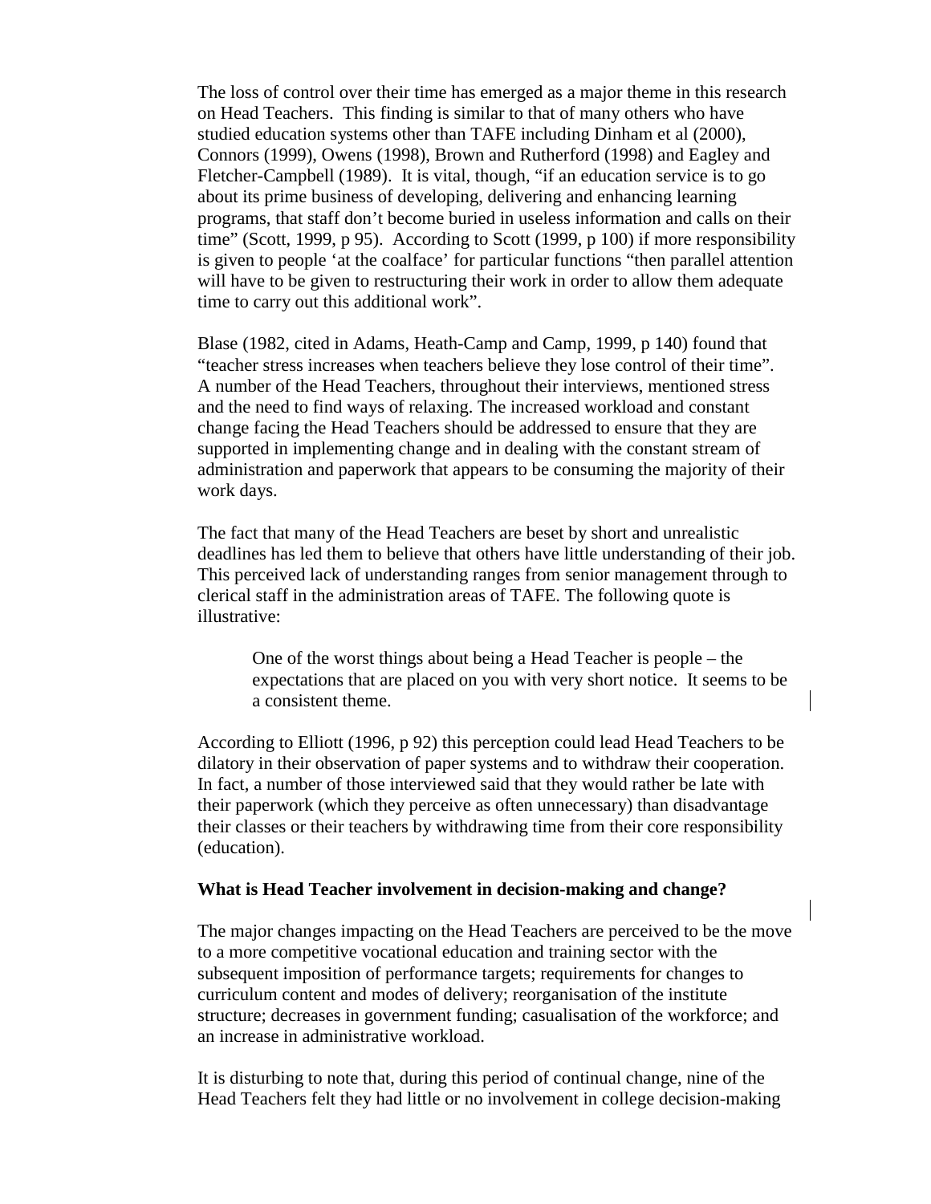The loss of control over their time has emerged as a major theme in this research on Head Teachers. This finding is similar to that of many others who have studied education systems other than TAFE including Dinham et al (2000), Connors (1999), Owens (1998), Brown and Rutherford (1998) and Eagley and Fletcher-Campbell (1989). It is vital, though, "if an education service is to go about its prime business of developing, delivering and enhancing learning programs, that staff don't become buried in useless information and calls on their time" (Scott, 1999, p 95). According to Scott (1999, p 100) if more responsibility is given to people 'at the coalface' for particular functions "then parallel attention will have to be given to restructuring their work in order to allow them adequate time to carry out this additional work".

Blase (1982, cited in Adams, Heath-Camp and Camp, 1999, p 140) found that "teacher stress increases when teachers believe they lose control of their time". A number of the Head Teachers, throughout their interviews, mentioned stress and the need to find ways of relaxing. The increased workload and constant change facing the Head Teachers should be addressed to ensure that they are supported in implementing change and in dealing with the constant stream of administration and paperwork that appears to be consuming the majority of their work days.

The fact that many of the Head Teachers are beset by short and unrealistic deadlines has led them to believe that others have little understanding of their job. This perceived lack of understanding ranges from senior management through to clerical staff in the administration areas of TAFE. The following quote is illustrative:

> One of the worst things about being a Head Teacher is people – the expectations that are placed on you with very short notice. It seems to be a consistent theme.

According to Elliott (1996, p 92) this perception could lead Head Teachers to be dilatory in their observation of paper systems and to withdraw their cooperation. In fact, a number of those interviewed said that they would rather be late with their paperwork (which they perceive as often unnecessary) than disadvantage their classes or their teachers by withdrawing time from their core responsibility (education).

**What is Head Teacher involvement in decision-making and change?**

The major changes impacting on the Head Teachers are perceived to be the move to a more competitive vocational education and training sector with the subsequent imposition of performance targets; requirements for changes to curriculum content and modes of delivery; reorganisation of the institute structure; decreases in government funding; casualisation of the workforce; and an increase in administrative workload.

It is disturbing to note that, during this period of continual change, nine of the Head Teachers felt they had little or no involvement in college decision-making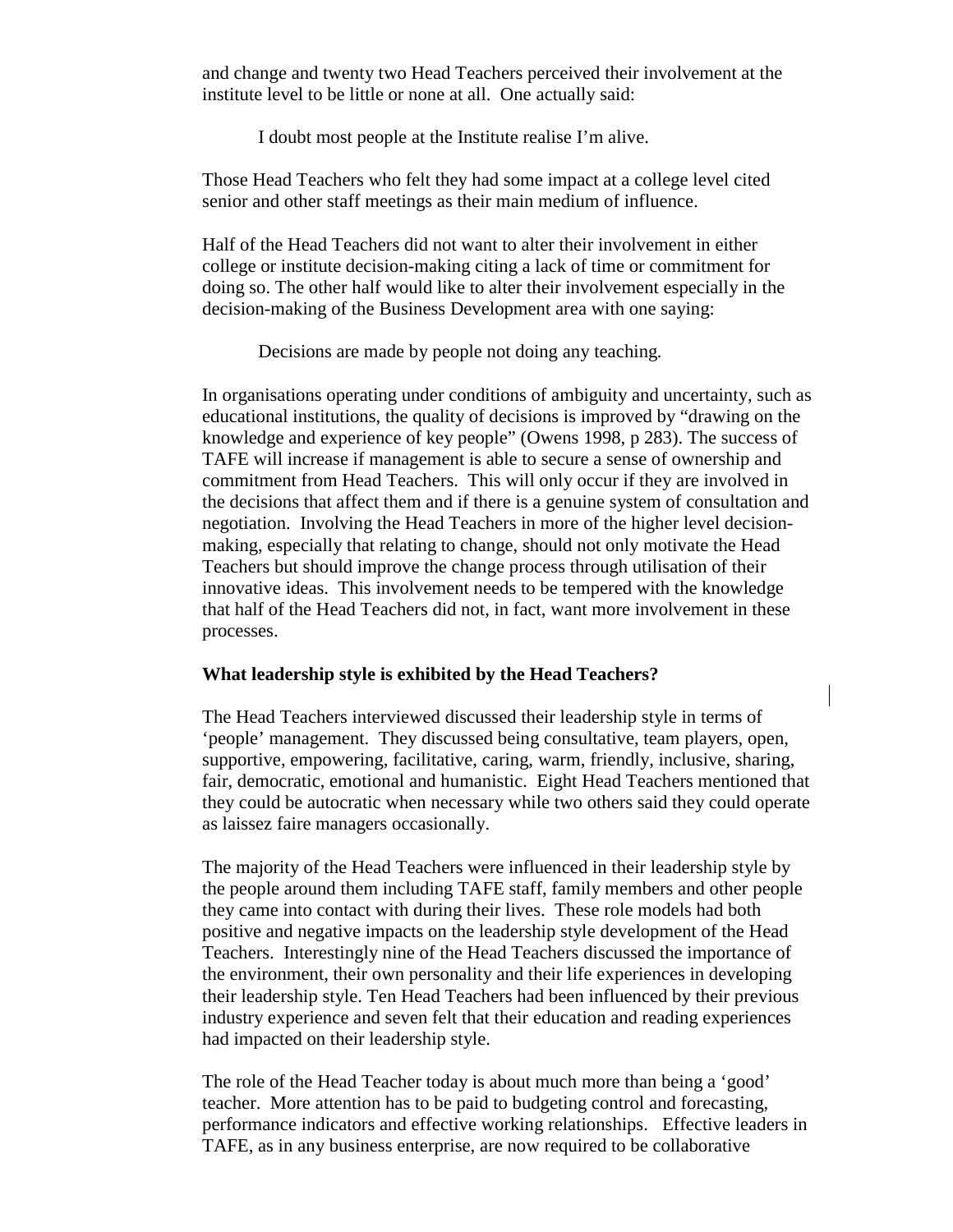and change and twenty two Head Teachers perceived their involvement at the institute level to be little or none at all. One actually said:

> I doubt most people at the Institute realise I'm alive.

Those Head Teachers who felt they had some impact at a college level cited senior and other staff meetings as their main medium of influence.

Half of the Head Teachers did not want to alter their involvement in either college or institute decision-making citing a lack of time or commitment for doing so. The other half would like to alter their involvement especially in the decision-making of the Business Development area with one saying:

> Decisions are made by people not doing any teaching.

In organisations operating under conditions of ambiguity and uncertainty, such as educational institutions, the quality of decisions is improved by "drawing on the knowledge and experience of key people" (Owens 1998, p 283). The success of TAFE will increase if management is able to secure a sense of ownership and commitment from Head Teachers. This will only occur if they are involved in the decisions that affect them and if there is a genuine system of consultation and negotiation. Involving the Head Teachers in more of the higher level decision-making, especially that relating to change, should not only motivate the Head Teachers but should improve the change process through utilisation of their innovative ideas. This involvement needs to be tempered with the knowledge that half of the Head Teachers did not, in fact, want more involvement in these processes.

**What leadership style is exhibited by the Head Teachers?**

The Head Teachers interviewed discussed their leadership style in terms of 'people' management. They discussed being consultative, team players, open, supportive, empowering, facilitative, caring, warm, friendly, inclusive, sharing, fair, democratic, emotional and humanistic. Eight Head Teachers mentioned that they could be autocratic when necessary while two others said they could operate as laissez faire managers occasionally.

The majority of the Head Teachers were influenced in their leadership style by the people around them including TAFE staff, family members and other people they came into contact with during their lives. These role models had both positive and negative impacts on the leadership style development of the Head Teachers. Interestingly nine of the Head Teachers discussed the importance of the environment, their own personality and their life experiences in developing their leadership style. Ten Head Teachers had been influenced by their previous industry experience and seven felt that their education and reading experiences had impacted on their leadership style.

The role of the Head Teacher today is about much more than being a 'good' teacher. More attention has to be paid to budgeting control and forecasting, performance indicators and effective working relationships. Effective leaders in TAFE, as in any business enterprise, are now required to be collaborative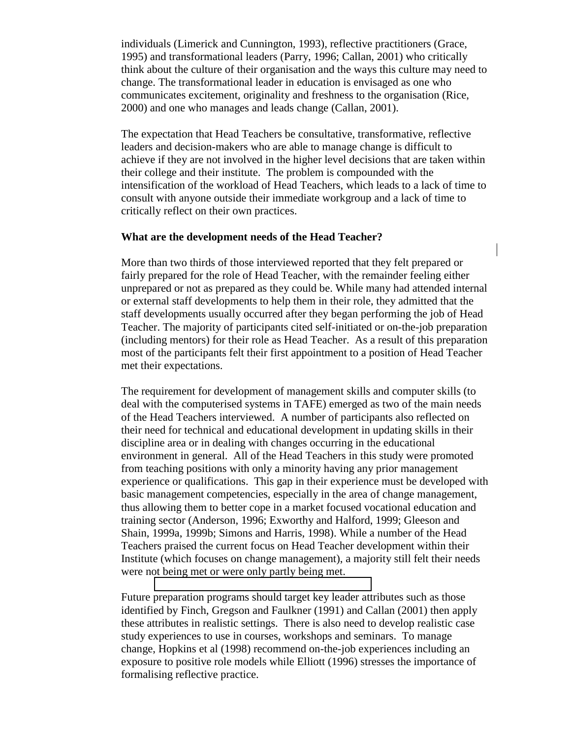individuals (Limerick and Cunnington, 1993), reflective practitioners (Grace, 1995) and transformational leaders (Parry, 1996; Callan, 2001) who critically think about the culture of their organisation and the ways this culture may need to change. The transformational leader in education is envisaged as one who communicates excitement, originality and freshness to the organisation (Rice, 2000) and one who manages and leads change (Callan, 2001).

The expectation that Head Teachers be consultative, transformative, reflective leaders and decision-makers who are able to manage change is difficult to achieve if they are not involved in the higher level decisions that are taken within their college and their institute. The problem is compounded with the intensification of the workload of Head Teachers, which leads to a lack of time to consult with anyone outside their immediate workgroup and a lack of time to critically reflect on their own practices.

**What are the development needs of the Head Teacher?**

More than two thirds of those interviewed reported that they felt prepared or fairly prepared for the role of Head Teacher, with the remainder feeling either unprepared or not as prepared as they could be. While many had attended internal or external staff developments to help them in their role, they admitted that the staff developments usually occurred after they began performing the job of Head Teacher. The majority of participants cited self-initiated or on-the-job preparation (including mentors) for their role as Head Teacher. As a result of this preparation most of the participants felt their first appointment to a position of Head Teacher met their expectations.

The requirement for development of management skills and computer skills (to deal with the computerised systems in TAFE) emerged as two of the main needs of the Head Teachers interviewed. A number of participants also reflected on their need for technical and educational development in updating skills in their discipline area or in dealing with changes occurring in the educational environment in general. All of the Head Teachers in this study were promoted from teaching positions with only a minority having any prior management experience or qualifications. This gap in their experience must be developed with basic management competencies, especially in the area of change management, thus allowing them to better cope in a market focused vocational education and training sector (Anderson, 1996; Exworthy and Halford, 1999; Gleeson and Shain, 1999a, 1999b; Simons and Harris, 1998). While a number of the Head Teachers praised the current focus on Head Teacher development within their Institute (which focuses on change management), a majority still felt their needs were not being met or were only partly being met.

Future preparation programs should target key leader attributes such as those identified by Finch, Gregson and Faulkner (1991) and Callan (2001) then apply these attributes in realistic settings. There is also need to develop realistic case study experiences to use in courses, workshops and seminars. To manage change, Hopkins et al (1998) recommend on-the-job experiences including an exposure to positive role models while Elliott (1996) stresses the importance of formalising reflective practice.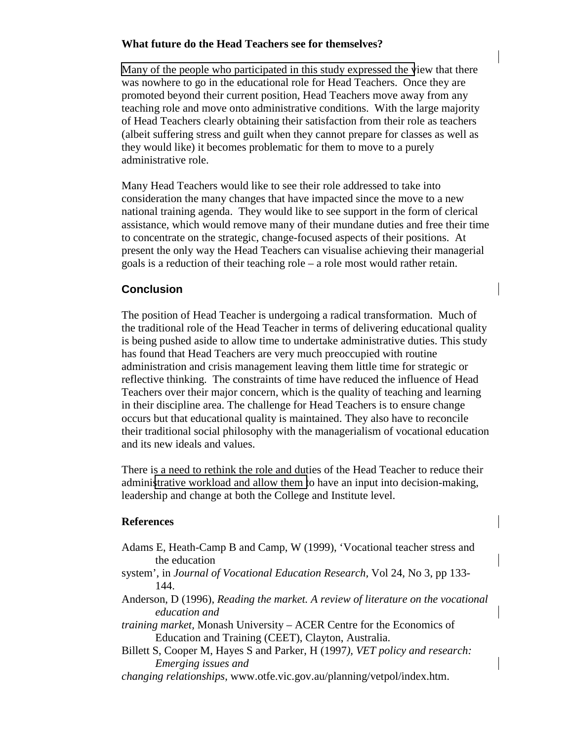**What future do the Head Teachers see for themselves?**

Many of the people who participated in this study expressed the view that there was nowhere to go in the educational role for Head Teachers. Once they are promoted beyond their current position, Head Teachers move away from any teaching role and move onto administrative conditions. With the large majority of Head Teachers clearly obtaining their satisfaction from their role as teachers (albeit suffering stress and guilt when they cannot prepare for classes as well as they would like) it becomes problematic for them to move to a purely administrative role.

Many Head Teachers would like to see their role addressed to take into consideration the many changes that have impacted since the move to a new national training agenda. They would like to see support in the form of clerical assistance, which would remove many of their mundane duties and free their time to concentrate on the strategic, change-focused aspects of their positions. At present the only way the Head Teachers can visualise achieving their managerial goals is a reduction of their teaching role – a role most would rather retain.

## Conclusion

The position of Head Teacher is undergoing a radical transformation. Much of the traditional role of the Head Teacher in terms of delivering educational quality is being pushed aside to allow time to undertake administrative duties. This study has found that Head Teachers are very much preoccupied with routine administration and crisis management leaving them little time for strategic or reflective thinking. The constraints of time have reduced the influence of Head Teachers over their major concern, which is the quality of teaching and learning in their discipline area. The challenge for Head Teachers is to ensure change occurs but that educational quality is maintained. They also have to reconcile their traditional social philosophy with the managerialism of vocational education and its new ideals and values.

There is a need to rethink the role and duties of the Head Teacher to reduce their administrative workload and allow them to have an input into decision-making, leadership and change at both the College and Institute level.

**References**

Adams E, Heath-Camp B and Camp, W (1999), 'Vocational teacher stress and the education system', in *Journal of Vocational Education Research*, Vol 24, No 3, pp 133-144.

Anderson, D (1996), *Reading the market. A review of literature on the vocational education and training market*, Monash University – ACER Centre for the Economics of Education and Training (CEET), Clayton, Australia.

Billett S, Cooper M, Hayes S and Parker, H (1997), *VET policy and research: Emerging issues and changing relationships*, www.otfe.vic.gov.au/planning/vetpol/index.htm.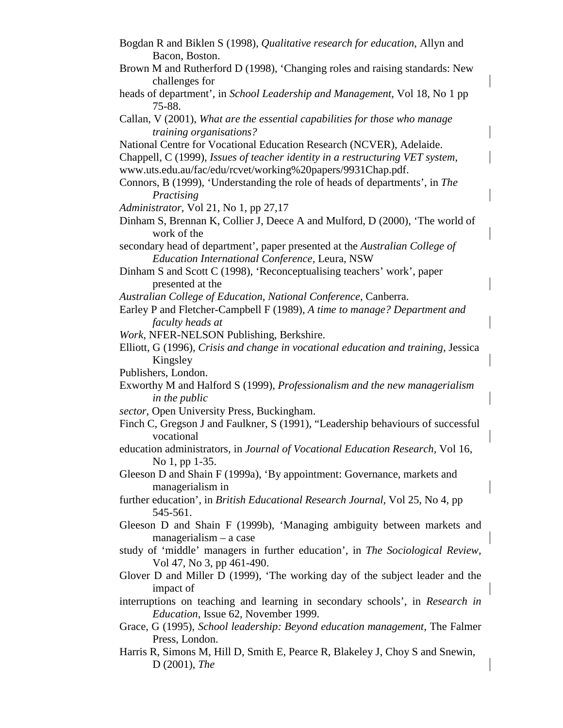Bogdan R and Biklen S (1998), *Qualitative research for education*, Allyn and Bacon, Boston.

Brown M and Rutherford D (1998), 'Changing roles and raising standards: New challenges for heads of department', in *School Leadership and Management*, Vol 18, No 1 pp 75-88.

Callan, V (2001), *What are the essential capabilities for those who manage training organisations?* National Centre for Vocational Education Research (NCVER), Adelaide.

Chappell, C (1999), *Issues of teacher identity in a restructuring VET system*, www.uts.edu.au/fac/edu/rcvet/working%20papers/9931Chap.pdf.

Connors, B (1999), 'Understanding the role of heads of departments', in *The Practising Administrator*, Vol 21, No 1, pp 27,17

Dinham S, Brennan K, Collier J, Deece A and Mulford, D (2000), 'The world of work of the secondary head of department', paper presented at the *Australian College of Education International Conference*, Leura, NSW

Dinham S and Scott C (1998), 'Reconceptualising teachers' work', paper presented at the *Australian College of Education*, *National Conference*, Canberra.

Earley P and Fletcher-Campbell F (1989), *A time to manage? Department and faculty heads at Work*, NFER-NELSON Publishing, Berkshire.

Elliott, G (1996), *Crisis and change in vocational education and training*, Jessica Kingsley Publishers, London.

Exworthy M and Halford S (1999), *Professionalism and the new managerialism in the public sector*, Open University Press, Buckingham.

Finch C, Gregson J and Faulkner, S (1991), "Leadership behaviours of successful vocational education administrators, in *Journal of Vocational Education Research*, Vol 16, No 1, pp 1-35.

Gleeson D and Shain F (1999a), 'By appointment: Governance, markets and managerialism in further education', in *British Educational Research Journal*, Vol 25, No 4, pp 545-561.

Gleeson D and Shain F (1999b), 'Managing ambiguity between markets and managerialism – a case study of 'middle' managers in further education', in *The Sociological Review*, Vol 47, No 3, pp 461-490.

Glover D and Miller D (1999), 'The working day of the subject leader and the impact of interruptions on teaching and learning in secondary schools', in *Research in Education*, Issue 62, November 1999.

Grace, G (1995), *School leadership: Beyond education management,* The Falmer Press, London.

Harris R, Simons M, Hill D, Smith E, Pearce R, Blakeley J, Choy S and Snewin, D (2001), *The*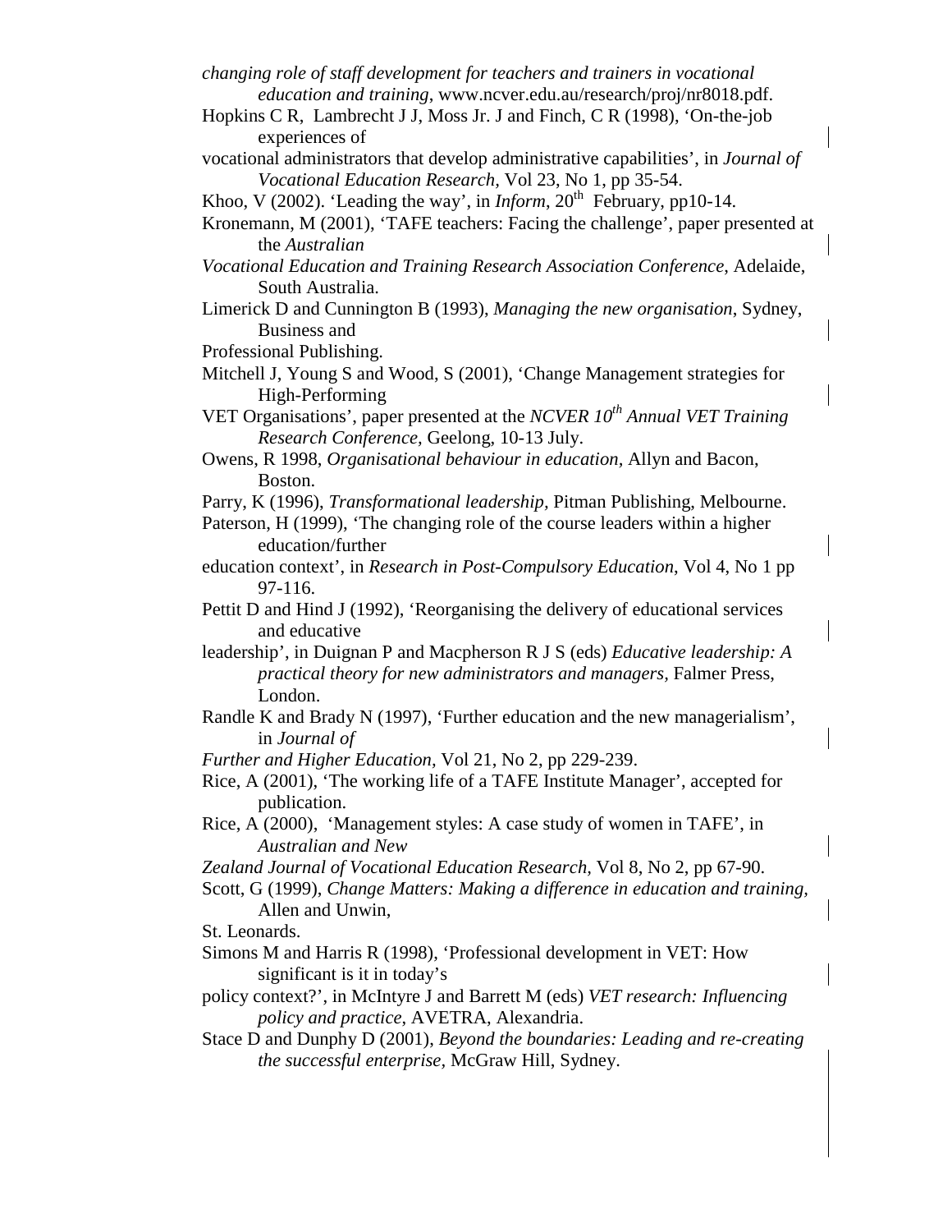*changing role of staff development for teachers and trainers in vocational education and training*, www.ncver.edu.au/research/proj/nr8018.pdf.

Hopkins C R, Lambrecht J J, Moss Jr. J and Finch, C R (1998), 'On-the-job experiences of vocational administrators that develop administrative capabilities', in *Journal of Vocational Education Research*, Vol 23, No 1, pp 35-54.

Khoo, V (2002). 'Leading the way', in *Inform*, 20th February, pp10-14.

Kronemann, M (2001), 'TAFE teachers: Facing the challenge', paper presented at the *Australian Vocational Education and Training Research Association Conference*, Adelaide, South Australia.

Limerick D and Cunnington B (1993), *Managing the new organisation*, Sydney, Business and Professional Publishing.

Mitchell J, Young S and Wood, S (2001), 'Change Management strategies for High-Performing VET Organisations', paper presented at the *NCVER 10th Annual VET Training Research Conference*, Geelong, 10-13 July.

Owens, R 1998, *Organisational behaviour in education*, Allyn and Bacon, Boston.

Parry, K (1996), *Transformational leadership*, Pitman Publishing, Melbourne.

Paterson, H (1999), 'The changing role of the course leaders within a higher education/further education context', in *Research in Post-Compulsory Education*, Vol 4, No 1 pp 97-116.

Pettit D and Hind J (1992), 'Reorganising the delivery of educational services and educative leadership', in Duignan P and Macpherson R J S (eds) *Educative leadership: A practical theory for new administrators and managers*, Falmer Press, London.

Randle K and Brady N (1997), 'Further education and the new managerialism', in *Journal of Further and Higher Education*, Vol 21, No 2, pp 229-239.

Rice, A (2001), 'The working life of a TAFE Institute Manager', accepted for publication.

Rice, A (2000), 'Management styles: A case study of women in TAFE', in *Australian and New Zealand Journal of Vocational Education Research*, Vol 8, No 2, pp 67-90.

Scott, G (1999), *Change Matters: Making a difference in education and training*, Allen and Unwin, St. Leonards.

Simons M and Harris R (1998), 'Professional development in VET: How significant is it in today's policy context?', in McIntyre J and Barrett M (eds) *VET research: Influencing policy and practice*, AVETRA, Alexandria.

Stace D and Dunphy D (2001), *Beyond the boundaries: Leading and re-creating the successful enterprise*, McGraw Hill, Sydney.